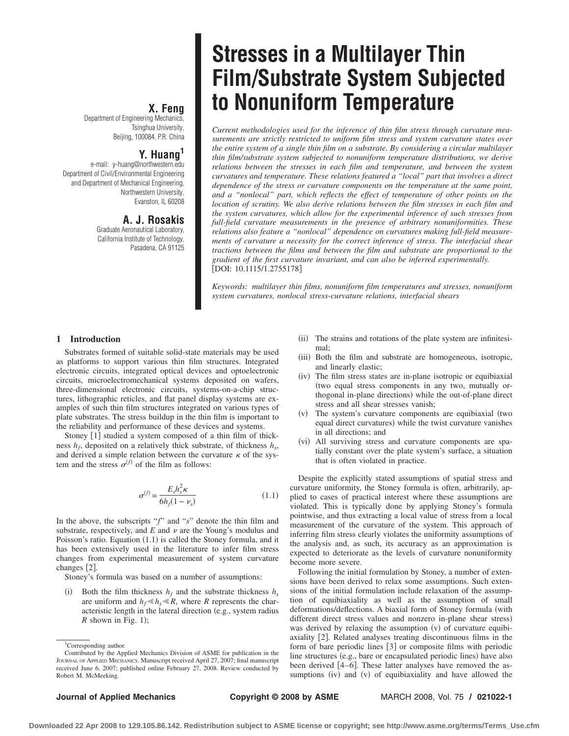# Stresses in a Multilayer Thin Film/Substrate System Subjected to Nonuniform Temperature

**X. Feng**
Department of Engineering Mechanics,
Tsinghua University,
Beijing, 100084, P.R. China

**Y. Huang**[1]
e-mail: y-huang@northwestern.edu
Department of Civil/Environmental Engineering
and Department of Mechanical Engineering,
Northwestern University,
Evanston, IL 60208

**A. J. Rosakis**
Graduate Aeronautical Laboratory,
California Institute of Technology,
Pasadena, CA 91125

*Current methodologies used for the inference of thin film stress through curvature measurements are strictly restricted to uniform film stress and system curvature states over the entire system of a single thin film on a substrate. By considering a circular multilayer thin film/substrate system subjected to nonuniform temperature distributions, we derive relations between the stresses in each film and temperature, and between the system curvatures and temperature. These relations featured a "local" part that involves a direct dependence of the stress or curvature components on the temperature at the same point, and a "nonlocal" part, which reflects the effect of temperature of other points on the location of scrutiny. We also derive relations between the film stresses in each film and the system curvatures, which allow for the experimental inference of such stresses from full-field curvature measurements in the presence of arbitrary nonuniformities. These relations also feature a "nonlocal" dependence on curvatures making full-field measurements of curvature a necessity for the correct inference of stress. The interfacial shear tractions between the films and between the film and substrate are proportional to the gradient of the first invariant, and can also be inferred experimentally.*
[DOI: 10.1115/1.2755178]

*Keywords: multilayer thin films, nonuniform film temperatures and stresses, nonuniform system curvatures, nonlocal stress-curvature relations, interfacial shears*

## 1 Introduction

Substrates formed of suitable solid-state materials may be used as platforms to support various thin film structures. Integrated electronic circuits, integrated optical devices and optoelectronic circuits, microelectromechanical systems deposited on wafers, three-dimensional electronic circuits, systems-on-a-chip structures, lithographic reticles, and flat panel display systems are examples of such thin film structures integrated on various types of plate substrates. The stress buildup in the thin film is important to the reliability and performance of these devices and systems.

Stoney [1] studied a system composed of a thin film of thickness $h_f$, deposited on a relatively thick substrate, of thickness $h_s$, and derived a simple relation between the curvature $\kappa$ of the system and the stress $\sigma^{(f)}$ of the film as follows:

$$\sigma^{(f)} = \frac{E_s h_s^2 \kappa}{6h_f(1-\nu_s)} \tag{1.1}$$

In the above, the subscripts "$f$" and "$s$" denote the thin film and substrate, respectively, and $E$ and $\nu$ are the Young's modulus and Poisson's ratio. Equation (1.1) is called the Stoney formula, and it has been extensively used in the literature to infer film stress changes from experimental measurement of system curvature changes [2].

Stoney's formula was based on a number of assumptions:

(i) Both the film thickness $h_f$ and the substrate thickness $h_s$ are uniform and $h_f \ll h_s \ll R$, where $R$ represents the characteristic length in the lateral direction (e.g., system radius $R$ shown in Fig. 1);

(ii) The strains and rotations of the plate system are infinitesimal;

(iii) Both the film and substrate are homogeneous, isotropic, and linearly elastic;

(iv) The film stress states are in-plane isotropic or equibiaxial (two equal stress components in any two, mutually orthogonal in-plane directions) while the out-of-plane direct stress and all shear stresses vanish;

(v) The system's curvature components are equibiaxial (two equal direct curvatures) while the twist curvature vanishes in all directions; and

(vi) All surviving stress and curvature components are spatially constant over the plate system's surface, a situation that is often violated in practice.

Despite the explicitly stated assumptions of spatial stress and curvature uniformity, the Stoney formula is often, arbitrarily, applied to cases of practical interest where these assumptions are violated. This is typically done by applying Stoney's formula pointwise, and thus extracting a local value of stress from a local measurement of the curvature of the system. This approach of inferring film stress clearly violates the uniformity assumptions of the analysis and, as such, its accuracy as an approximation is expected to deteriorate as the levels of curvature nonuniformity become more severe.

Following the initial formulation by Stoney, a number of extensions have been derived to relax some assumptions. Such extensions of the initial formulation include relaxation of the assumption of equibiaxiality as well as the assumption of small deformations/deflections. A biaxial form of Stoney formula (with different direct stress values and nonzero in-plane shear stress) was derived by relaxing the assumption (v) of curvature equibiaxiality [2]. Related analyses treating discontinuous films in the form of bare periodic lines [3] or composite films with periodic line structures (e.g., bare or encapsulated periodic lines) have also been derived [4–6]. These latter analyses have removed the assumptions (iv) and (v) of equibiaxiality and have allowed the

[1] Corresponding author.

Contributed by the Applied Mechanics Division of ASME for publication in the Journal of Applied Mechanics. Manuscript received April 27, 2007; final manuscript received June 6, 2007; published online February 27, 2008. Review conducted by Robert M. McMeeking.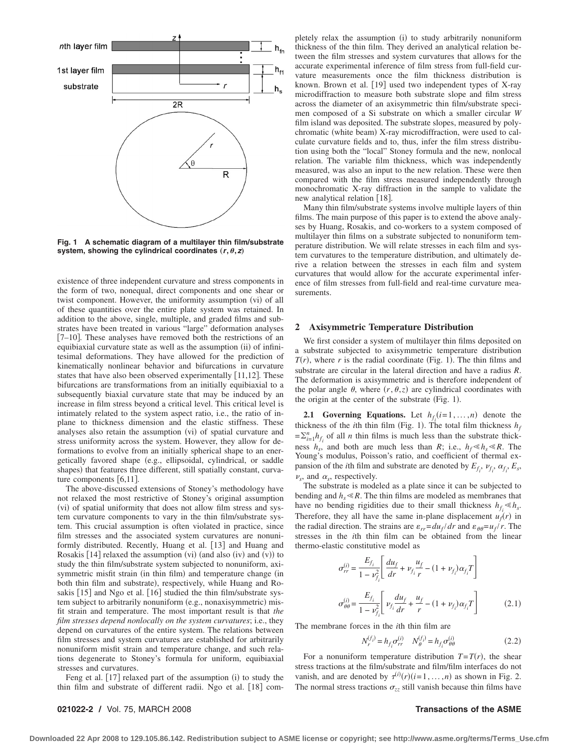nth layer film

1st layer film

substrate

$z$

$h_{fn}$

$h_{f1}$

$h_s$

$r$

2R

$r$

$\theta$

R

**Fig. 1 A schematic diagram of a multilayer thin film/substrate system, showing the cylindrical coordinates $(r, \theta, z)$**

existence of three independent curvature and stress components in the form of two, nonequal, direct components and one shear or twist component. However, the uniformity assumption (vi) of all of these quantities over the entire plate system was retained. In addition to the above, single, multiple, and graded films and substrates have been treated in various "large" deformation analyses [7–10]. These analyses have removed both the restrictions of an equibiaxial curvature state as well as the assumption (ii) of infinitesimal deformations. They have allowed for the prediction of kinematically nonlinear behavior and bifurcations in curvature states that have also been observed experimentally [11,12]. These bifurcations are transformations from an initially equibiaxial to a subsequently biaxial curvature state that may be induced by an increase in film stress beyond a critical level. This critical level is intimately related to the system aspect ratio, i.e., the ratio of in-plane to thickness dimension and the elastic stiffness. These analyses also retain the assumption (vi) of spatial curvature and stress uniformity across the system. However, they allow for deformations to evolve from an initially spherical shape to an energetically favored shape (e.g., ellipsoidal, cylindrical, or saddle shapes) that features three different, still spatially constant, curvature components [6,11].

The above-discussed extensions of Stoney's methodology have not relaxed the most restrictive of Stoney's original assumption (vi) of spatial uniformity that does not allow film stress and system curvature components to vary in the thin film/substrate system. This crucial assumption is often violated in practice, since film stresses and the associated system curvatures are nonuniformly distributed. Recently, Huang et al. [13] and Huang and Rosakis [14] relaxed the assumption (vi) (and also (iv) and (v)) to study the thin film/substrate system subjected to nonuniform, axisymmetric misfit strain (in thin film) and temperature change (in both thin film and substrate), respectively, while Huang and Rosakis [15] and Ngo et al. [16] studied the thin film/substrate system subject to arbitrarily nonuniform (e.g., nonaxisymmetric) misfit strain and temperature. The most important result is that *the film stresses depend nonlocally on the system curvatures*; i.e., they depend on curvatures of the entire system. The relations between film stresses and system curvatures are established for arbitrarily nonuniform misfit strain and temperature change, and such relations degenerate to Stoney's formula for uniform, equibiaxial stresses and curvatures.

Feng et al. [17] relaxed part of the assumption (i) to study the thin film and substrate of different radii. Ngo et al. [18] completely relax the assumption (i) to study arbitrarily nonuniform thickness of the thin film. They derived an analytical relation between the film stresses and system curvatures that allows for the accurate experimental inference of film stress from full-field curvature measurements once the film thickness distribution is known. Brown et al. [19] used two independent types of X-ray microdiffraction to measure both substrate slope and film stress across the diameter of an axisymmetric thin film/substrate specimen composed of a Si substrate on which a smaller circular *W* film island was deposited. The substrate slopes, measured by polychromatic (white beam) X-ray microdiffraction, were used to calculate curvature fields and to, thus, infer the film stress distribution using both the "local" Stoney formula and the new, nonlocal relation. The variable film thickness, which was independently measured, was also an input to the new relation. These were then compared with the film stress measured independently through monochromatic X-ray diffraction in the sample to validate the new analytical relation [18].

Many thin film/substrate systems involve multiple layers of thin films. The main purpose of this paper is to extend the above analyses by Huang, Rosakis, and co-workers to a system composed of multilayer thin films on a substrate subjected to nonuniform temperature distribution. We will relate stresses in each film and system curvatures to the temperature distribution, and ultimately derive a relation between the stresses in each film and system curvatures that would allow for the accurate experimental inference of film stresses from full-field and real-time curvature measurements.

## 2 Axisymmetric Temperature Distribution

We first consider a system of multilayer thin films deposited on a substrate subjected to axisymmetric temperature distribution $T(r)$, where $r$ is the radial coordinate (Fig. 1). The thin films and substrate are circular in the lateral direction and have a radius $R$. The deformation is axisymmetric and is therefore independent of the polar angle $\theta$, where $(r, \theta, z)$ are cylindrical coordinates with the origin at the center of the substrate (Fig. 1).

**2.1 Governing Equations.** Let $h_{f_i}(i=1,\ldots,n)$ denote the thickness of the $i$th thin film (Fig. 1). The total film thickness $h_f = \sum_{i=1}^{n} h_{f_i}$ of all $n$ thin films is much less than the substrate thickness $h_s$, and both are much less than $R$; i.e., $h_f \ll h_s \ll R$. The Young's modulus, Poisson's ratio, and coefficient of thermal expansion of the $i$th film and substrate are denoted by $E_{f_i}$, $\nu_{f_i}$, $\alpha_{f_i}$, $E_s$, $\nu_s$, and $\alpha_s$, respectively.

The substrate is modeled as a plate since it can be subjected to bending and $h_s \ll R$. The thin films are modeled as membranes that have no bending rigidities due to their small thickness $h_{f_i} \ll h_s$. Therefore, they all have the same in-plane displacement $u_f(r)$ in the radial direction. The strains are $\varepsilon_{rr} = du_f/dr$ and $\varepsilon_{\theta\theta} = u_f/r$. The stresses in the $i$th thin film can be obtained from the linear thermo-elastic constitutive model as

$$\sigma_{rr}^{(i)} = \frac{E_{f_i}}{1-\nu_{f_i}^2}\left[\frac{du_f}{dr} + \nu_{f_i}\frac{u_f}{r} - (1+\nu_{f_i})\alpha_{f_i}T\right]$$

$$\sigma_{\theta\theta}^{(i)} = \frac{E_{f_i}}{1-\nu_{f_i}^2}\left[\nu_{f_i}\frac{du_f}{dr} + \frac{u_f}{r} - (1+\nu_{f_i})\alpha_{f_i}T\right] \tag{2.1}$$

The membrane forces in the $i$th thin film are

$$N_r^{(f_i)} = h_{f_i}\sigma_{rr}^{(i)} \quad N_\theta^{(f_i)} = h_{f_i}\sigma_{\theta\theta}^{(i)} \tag{2.2}$$

For a nonuniform temperature distribution $T = T(r)$, the shear stress tractions at the film/substrate and film/film interfaces do not vanish, and are denoted by $\tau^{(i)}(r)(i=1,\ldots,n)$ as shown in Fig. 2. The normal stress tractions $\sigma_{zz}$ still vanish because thin films have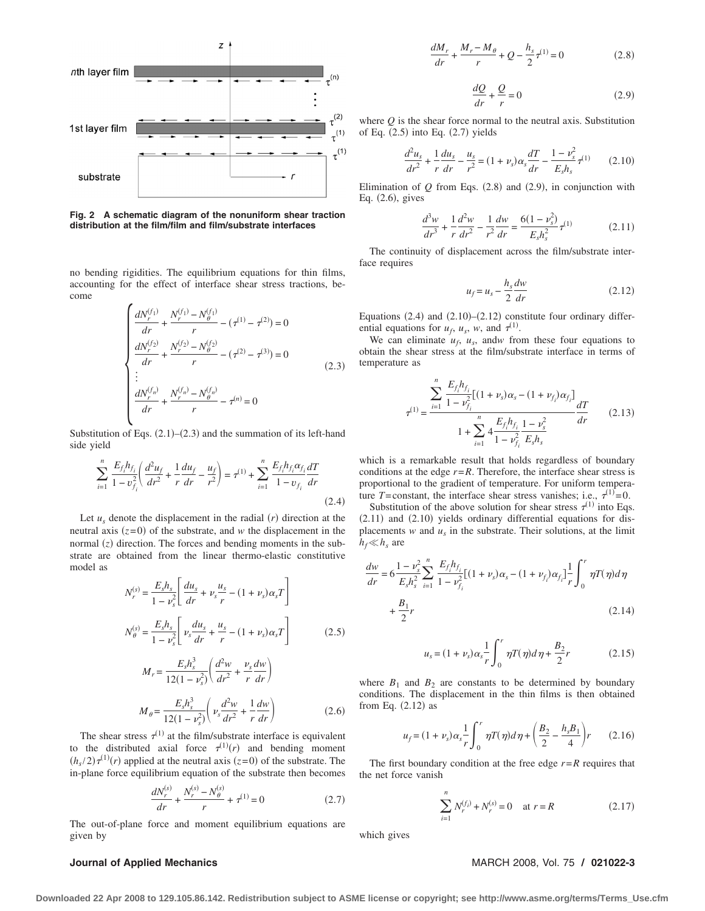Fig. 2 A schematic diagram of the nonuniform shear traction distribution at the film/film and film/substrate interfaces

no bending rigidities. The equilibrium equations for thin films, accounting for the effect of interface shear stress tractions, become

$$
\begin{cases}
\dfrac{dN_r^{(f_1)}}{dr} + \dfrac{N_r^{(f_1)} - N_\theta^{(f_1)}}{r} - (\tau^{(1)} - \tau^{(2)}) = 0 \\
\dfrac{dN_r^{(f_2)}}{dr} + \dfrac{N_r^{(f_2)} - N_\theta^{(f_2)}}{r} - (\tau^{(2)} - \tau^{(3)}) = 0 \\
\vdots \\
\dfrac{dN_r^{(f_n)}}{dr} + \dfrac{N_r^{(f_n)} - N_\theta^{(f_n)}}{r} - \tau^{(n)} = 0
\end{cases}
\tag{2.3}
$$

Substitution of Eqs. (2.1)–(2.3) and the summation of its left-hand side yield

$$
\sum_{i=1}^{n} \frac{E_{f_i} h_{f_i}}{1-\upsilon_{f_i}^2}\left(\frac{d^2 u_f}{dr^2} + \frac{1}{r}\frac{du_f}{dr} - \frac{u_f}{r^2}\right) = \tau^{(1)} + \sum_{i=1}^{n} \frac{E_{f_i} h_{f_i} \alpha_{f_i}}{1-\upsilon_{f_i}}\frac{dT}{dr}
\tag{2.4}
$$

Let $u_s$ denote the displacement in the radial $(r)$ direction at the neutral axis $(z=0)$ of the substrate, and $w$ the displacement in the normal $(z)$ direction. The forces and bending moments in the substrate are obtained from the linear thermo-elastic constitutive model as

$$
N_r^{(s)} = \frac{E_s h_s}{1-\nu_s^2}\left[\frac{du_s}{dr} + \nu_s \frac{u_s}{r} - (1+\nu_s)\alpha_s T\right]
$$

$$
N_\theta^{(s)} = \frac{E_s h_s}{1-\nu_s^2}\left[\nu_s \frac{du_s}{dr} + \frac{u_s}{r} - (1+\nu_s)\alpha_s T\right]
\tag{2.5}
$$

$$
M_r = \frac{E_s h_s^3}{12(1-\nu_s^2)}\left(\frac{d^2 w}{dr^2} + \frac{\nu_s}{r}\frac{dw}{dr}\right)
$$

$$
M_\theta = \frac{E_s h_s^3}{12(1-\nu_s^2)}\left(\nu_s \frac{d^2 w}{dr^2} + \frac{1}{r}\frac{dw}{dr}\right)
\tag{2.6}
$$

The shear stress $\tau^{(1)}$ at the film/substrate interface is equivalent to the distributed axial force $\tau^{(1)}(r)$ and bending moment $(h_s/2)\tau^{(1)}(r)$ applied at the neutral axis $(z=0)$ of the substrate. The in-plane force equilibrium equation of the substrate then becomes

$$
\frac{dN_r^{(s)}}{dr} + \frac{N_r^{(s)} - N_\theta^{(s)}}{r} + \tau^{(1)} = 0
\tag{2.7}
$$

The out-of-plane force and moment equilibrium equations are given by

$$
\frac{dM_r}{dr} + \frac{M_r - M_\theta}{r} + Q - \frac{h_s}{2}\tau^{(1)} = 0
\tag{2.8}
$$

$$
\frac{dQ}{dr} + \frac{Q}{r} = 0
\tag{2.9}
$$

where $Q$ is the shear force normal to the neutral axis. Substitution of Eq. (2.5) into Eq. (2.7) yields

$$
\frac{d^2 u_s}{dr^2} + \frac{1}{r}\frac{du_s}{dr} - \frac{u_s}{r^2} = (1+\nu_s)\alpha_s \frac{dT}{dr} - \frac{1-\nu_s^2}{E_s h_s}\tau^{(1)}
\tag{2.10}
$$

Elimination of $Q$ from Eqs. (2.8) and (2.9), in conjunction with Eq. (2.6), gives

$$
\frac{d^3 w}{dr^3} + \frac{1}{r}\frac{d^2 w}{dr^2} - \frac{1}{r^2}\frac{dw}{dr} = \frac{6(1-\nu_s^2)}{E_s h_s^2}\tau^{(1)}
\tag{2.11}
$$

The continuity of displacement across the film/substrate interface requires

$$
u_f = u_s - \frac{h_s}{2}\frac{dw}{dr}
\tag{2.12}
$$

Equations (2.4) and (2.10)–(2.12) constitute four ordinary differential equations for $u_f$, $u_s$, $w$, and $\tau^{(1)}$.

We can eliminate $u_f$, $u_s$, and $w$ from these four equations to obtain the shear stress at the film/substrate interface in terms of temperature as

$$
\tau^{(1)} = \frac{\displaystyle\sum_{i=1}^{n} \frac{E_{f_i} h_{f_i}}{1-\nu_{f_i}^2}\left[(1+\nu_s)\alpha_s - (1+\nu_{f_i})\alpha_{f_i}\right]}{\displaystyle 1 + \sum_{i=1}^{n} 4\frac{E_{f_i} h_{f_i}}{1-\nu_{f_i}^2}\frac{1-\nu_s^2}{E_s h_s}}\frac{dT}{dr}
\tag{2.13}
$$

which is a remarkable result that holds regardless of boundary conditions at the edge $r=R$. Therefore, the interface shear stress is proportional to the gradient of temperature. For uniform temperature $T=$constant, the interface shear stress vanishes; i.e., $\tau^{(1)}=0$.

Substitution of the above solution for shear stress $\tau^{(1)}$ into Eqs. (2.11) and (2.10) yields ordinary differential equations for displacements $w$ and $u_s$ in the substrate. Their solutions, at the limit $h_f \ll h_s$ are

$$
\frac{dw}{dr} = 6\frac{1-\nu_s^2}{E_s h_s^2}\sum_{i=1}^{n} \frac{E_{f_i} h_{f_i}}{1-\nu_{f_i}^2}\left[(1+\nu_s)\alpha_s - (1+\nu_{f_i})\alpha_{f_i}\right]\frac{1}{r}\int_0^r \eta T(\eta)d\eta + \frac{B_1}{2}r
\tag{2.14}
$$

$$
u_s = (1+\nu_s)\alpha_s \frac{1}{r}\int_0^r \eta T(\eta)d\eta + \frac{B_2}{2}r
\tag{2.15}
$$

where $B_1$ and $B_2$ are constants to be determined by boundary conditions. The displacement in the thin films is then obtained from Eq. (2.12) as

$$
u_f = (1+\nu_s)\alpha_s \frac{1}{r}\int_0^r \eta T(\eta)d\eta + \left(\frac{B_2}{2} - \frac{h_s B_1}{4}\right)r
\tag{2.16}
$$

The first boundary condition at the free edge $r=R$ requires that the net force vanish

$$
\sum_{i=1}^{n} N_r^{(f_i)} + N_r^{(s)} = 0 \quad \text{at } r=R
\tag{2.17}
$$

which gives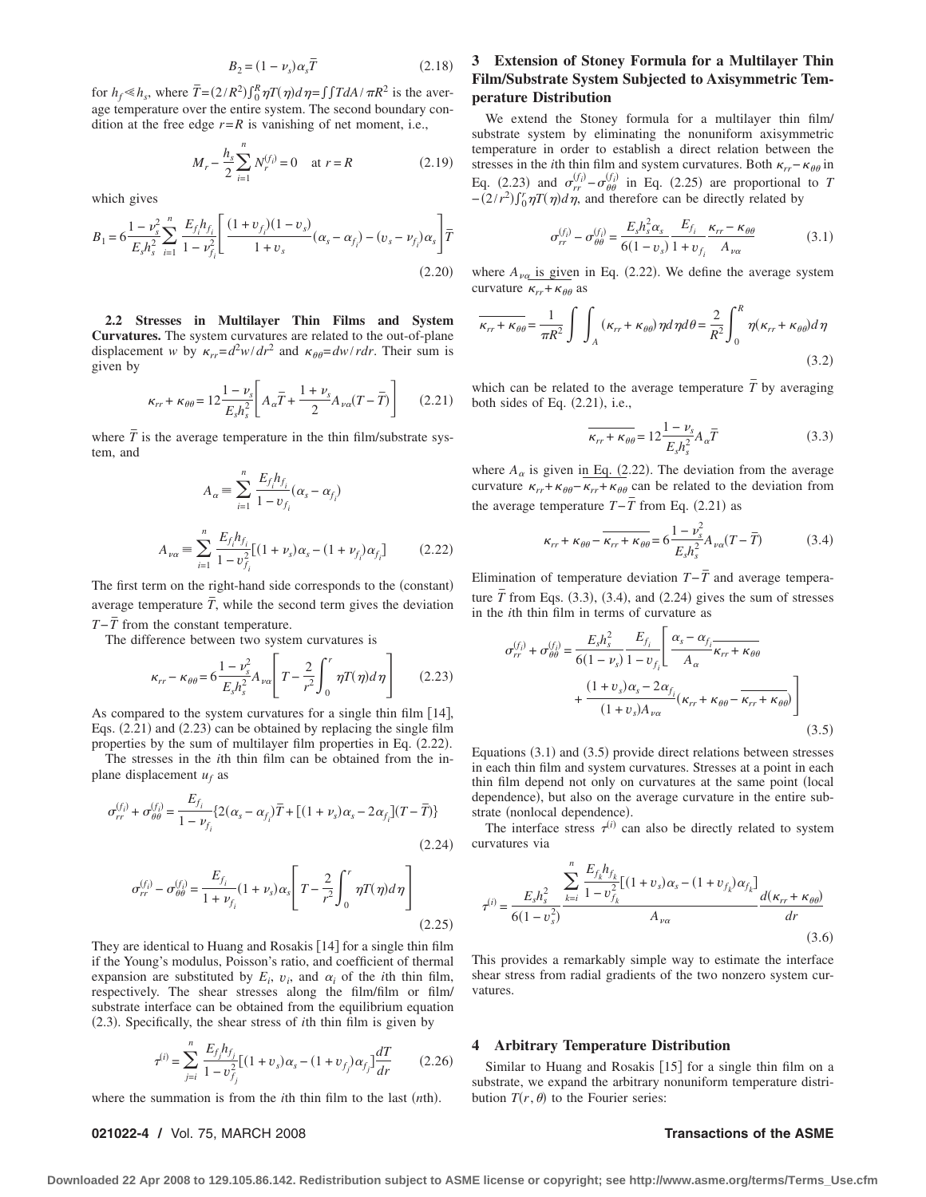$$B_2 = (1 - \nu_s)\alpha_s \bar{T} \tag{2.18}$$

for $h_f \ll h_s$, where $\bar{T} = (2/R^2)\int_0^R \eta T(\eta) d\eta = \int\int T dA/\pi R^2$ is the average temperature over the entire system. The second boundary condition at the free edge $r=R$ is vanishing of net moment, i.e.,

$$M_r - \frac{h_s}{2}\sum_{i=1}^{n} N_r^{(f_i)} = 0 \quad \text{at } r = R \tag{2.19}$$

which gives

$$B_1 = 6\frac{1-\nu_s^2}{E_s h_s^2}\sum_{i=1}^{n}\frac{E_{f_i} h_{f_i}}{1-\nu_{f_i}^2}\left[\frac{(1+\upsilon_{f_i})(1-\upsilon_s)}{1+\upsilon_s}(\alpha_s - \alpha_{f_i}) - (\upsilon_s - \nu_{f_i})\alpha_s\right]\bar{T} \tag{2.20}$$

**2.2 Stresses in Multilayer Thin Films and System Curvatures.** The system curvatures are related to the out-of-plane displacement $w$ by $\kappa_{rr} = d^2w/dr^2$ and $\kappa_{\theta\theta} = dw/rdr$. Their sum is given by

$$\kappa_{rr} + \kappa_{\theta\theta} = 12\frac{1-\nu_s}{E_s h_s^2}\left[A_\alpha \bar{T} + \frac{1+\nu_s}{2}A_{\nu\alpha}(T - \bar{T})\right] \tag{2.21}$$

where $\bar{T}$ is the average temperature in the thin film/substrate system, and

$$A_\alpha \equiv \sum_{i=1}^{n}\frac{E_{f_i} h_{f_i}}{1-\upsilon_{f_i}}(\alpha_s - \alpha_{f_i})$$

$$A_{\nu\alpha} \equiv \sum_{i=1}^{n}\frac{E_{f_i} h_{f_i}}{1-\upsilon_{f_i}^2}[(1+\nu_s)\alpha_s - (1+\nu_{f_i})\alpha_{f_i}] \tag{2.22}$$

The first term on the right-hand side corresponds to the (constant) average temperature $\bar{T}$, while the second term gives the deviation $T - \bar{T}$ from the constant temperature.

The difference between two system curvatures is

$$\kappa_{rr} - \kappa_{\theta\theta} = 6\frac{1-\nu_s^2}{E_s h_s^2}A_{\nu\alpha}\left[T - \frac{2}{r^2}\int_0^r \eta T(\eta) d\eta\right] \tag{2.23}$$

As compared to the system curvatures for a single thin film [14], Eqs. (2.21) and (2.23) can be obtained by replacing the single film properties by the sum of multilayer film properties in Eq. (2.22).

The stresses in the $i$th thin film can be obtained from the in-plane displacement $u_f$ as

$$\sigma_{rr}^{(f_i)} + \sigma_{\theta\theta}^{(f_i)} = \frac{E_{f_i}}{1-\nu_{f_i}}\{2(\alpha_s - \alpha_{f_i})\bar{T} + [(1+\nu_s)\alpha_s - 2\alpha_{f_i}](T - \bar{T})\} \tag{2.24}$$

$$\sigma_{rr}^{(f_i)} - \sigma_{\theta\theta}^{(f_i)} = \frac{E_{f_i}}{1+\nu_{f_i}}(1+\nu_s)\alpha_s\left[T - \frac{2}{r^2}\int_0^r \eta T(\eta) d\eta\right] \tag{2.25}$$

They are identical to Huang and Rosakis [14] for a single thin film if the Young's modulus, Poisson's ratio, and coefficient of thermal expansion are substituted by $E_i$, $\upsilon_i$, and $\alpha_i$ of the $i$th thin film, respectively. The shear stresses along the film/film or film/substrate interface can be obtained from the equilibrium equation (2.3). Specifically, the shear stress of $i$th thin film is given by

$$\tau^{(i)} = \sum_{j=i}^{n}\frac{E_{f_j} h_{f_j}}{1-\upsilon_{f_j}^2}[(1+\upsilon_s)\alpha_s - (1+\upsilon_{f_j})\alpha_{f_j}]\frac{dT}{dr} \tag{2.26}$$

where the summation is from the $i$th thin film to the last ($n$th).

## 3 Extension of Stoney Formula for a Multilayer Thin Film/Substrate System Subjected to Axisymmetric Temperature Distribution

We extend the Stoney formula for a multilayer thin film/substrate system by eliminating the nonuniform axisymmetric temperature in order to establish a direct relation between the stresses in the $i$th thin film and system curvatures. Both $\kappa_{rr} - \kappa_{\theta\theta}$ in Eq. (2.23) and $\sigma_{rr}^{(f_i)} - \sigma_{\theta\theta}^{(f_i)}$ in Eq. (2.25) are proportional to $T - (2/r^2)\int_0^r \eta T(\eta) d\eta$, and therefore can be directly related by

$$\sigma_{rr}^{(f_i)} - \sigma_{\theta\theta}^{(f_i)} = \frac{E_s h_s^2 \alpha_s}{6(1-\upsilon_s)}\frac{E_{f_i}}{1+\upsilon_{f_i}}\frac{\kappa_{rr} - \kappa_{\theta\theta}}{A_{\nu\alpha}} \tag{3.1}$$

where $A_{\nu\alpha}$ is given in Eq. (2.22). We define the average system curvature $\kappa_{rr} + \kappa_{\theta\theta}$ as

$$\overline{\kappa_{rr} + \kappa_{\theta\theta}} = \frac{1}{\pi R^2}\int\int_A (\kappa_{rr} + \kappa_{\theta\theta})\eta d\eta d\theta = \frac{2}{R^2}\int_0^R \eta(\kappa_{rr} + \kappa_{\theta\theta}) d\eta \tag{3.2}$$

which can be related to the average temperature $\bar{T}$ by averaging both sides of Eq. (2.21), i.e.,

$$\overline{\kappa_{rr} + \kappa_{\theta\theta}} = 12\frac{1-\nu_s}{E_s h_s^2}A_\alpha \bar{T} \tag{3.3}$$

where $A_\alpha$ is given in Eq. (2.22). The deviation from the average curvature $\kappa_{rr} + \kappa_{\theta\theta} - \overline{\kappa_{rr} + \kappa_{\theta\theta}}$ can be related to the deviation from the average temperature $T - \bar{T}$ from Eq. (2.21) as

$$\kappa_{rr} + \kappa_{\theta\theta} - \overline{\kappa_{rr} + \kappa_{\theta\theta}} = 6\frac{1-\nu_s^2}{E_s h_s^2}A_{\nu\alpha}(T - \bar{T}) \tag{3.4}$$

Elimination of temperature deviation $T - \bar{T}$ and average temperature $\bar{T}$ from Eqs. (3.3), (3.4), and (2.24) gives the sum of stresses in the $i$th thin film in terms of curvature as

$$\sigma_{rr}^{(f_i)} + \sigma_{\theta\theta}^{(f_i)} = \frac{E_s h_s^2}{6(1-\nu_s)}\frac{E_{f_i}}{1-\upsilon_{f_i}}\left[\frac{\alpha_s - \alpha_{f_i}}{A_\alpha}\overline{\kappa_{rr} + \kappa_{\theta\theta}} + \frac{(1+\upsilon_s)\alpha_s - 2\alpha_{f_i}}{(1+\upsilon_s)A_{\nu\alpha}}(\kappa_{rr} + \kappa_{\theta\theta} - \overline{\kappa_{rr} + \kappa_{\theta\theta}})\right] \tag{3.5}$$

Equations (3.1) and (3.5) provide direct relations between stresses in each thin film and system curvatures. Stresses at a point in each thin film depend not only on curvatures at the same point (local dependence), but also on the average curvature in the entire substrate (nonlocal dependence).

The interface stress $\tau^{(i)}$ can also be directly related to system curvatures via

$$\tau^{(i)} = \frac{E_s h_s^2}{6(1-\upsilon_s^2)}\frac{\sum_{k=i}^{n}\frac{E_{f_k} h_{f_k}}{1-\upsilon_{f_k}^2}[(1+\upsilon_s)\alpha_s - (1+\upsilon_{f_k})\alpha_{f_k}]}{A_{\nu\alpha}}\frac{d(\kappa_{rr} + \kappa_{\theta\theta})}{dr} \tag{3.6}$$

This provides a remarkably simple way to estimate the interface shear stress from radial gradients of the two nonzero system curvatures.

## 4 Arbitrary Temperature Distribution

Similar to Huang and Rosakis [15] for a single thin film on a substrate, we expand the arbitrary nonuniform temperature distribution $T(r, \theta)$ to the Fourier series: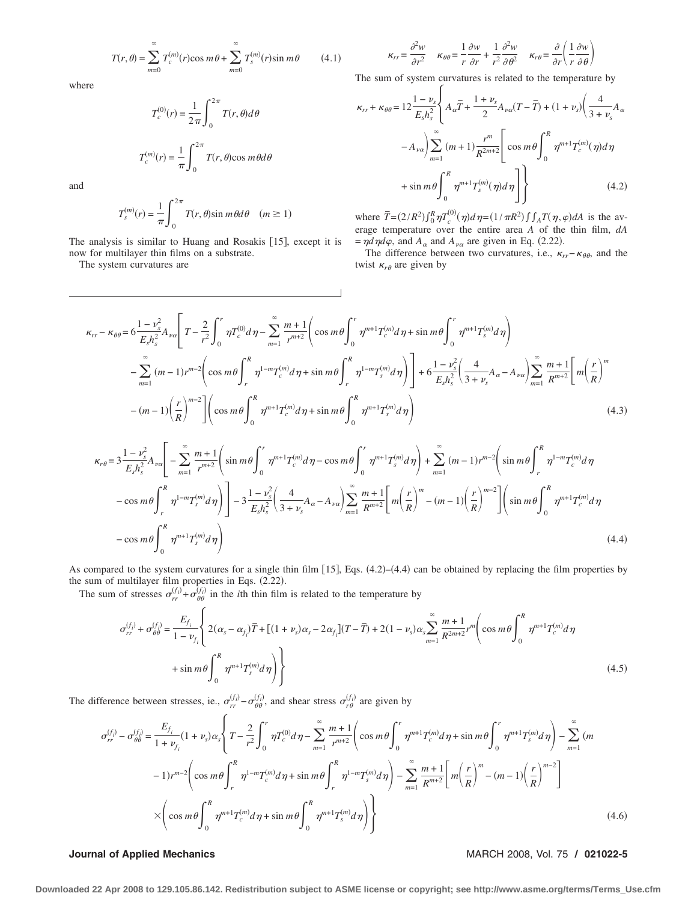$$T(r,\theta) = \sum_{m=0}^{\infty} T_c^{(m)}(r)\cos m\theta + \sum_{m=0}^{\infty} T_s^{(m)}(r)\sin m\theta \qquad (4.1)$$

where

$$T_c^{(0)}(r) = \frac{1}{2\pi}\int_0^{2\pi} T(r,\theta)d\theta$$

$$T_c^{(m)}(r) = \frac{1}{\pi}\int_0^{2\pi} T(r,\theta)\cos m\theta d\theta$$

and

$$T_s^{(m)}(r) = \frac{1}{\pi}\int_0^{2\pi} T(r,\theta)\sin m\theta d\theta \quad (m \geq 1)$$

The analysis is similar to Huang and Rosakis [15], except it is now for multilayer thin films on a substrate.

The system curvatures are

$$\kappa_{rr} = \frac{\partial^2 w}{\partial r^2} \quad \kappa_{\theta\theta} = \frac{1}{r}\frac{\partial w}{\partial r} + \frac{1}{r^2}\frac{\partial^2 w}{\partial \theta^2} \quad \kappa_{r\theta} = \frac{\partial}{\partial r}\left(\frac{1}{r}\frac{\partial w}{\partial \theta}\right)$$

The sum of system curvatures is related to the temperature by

$$\kappa_{rr} + \kappa_{\theta\theta} = 12\frac{1-\nu_s}{E_s h_s^2}\left\{A_\alpha \bar{T} + \frac{1+\nu_s}{2}A_{\nu\alpha}(T-\bar{T}) + (1+\nu_s)\left(\frac{4}{3+\nu_s}A_\alpha - A_{\nu\alpha}\right)\sum_{m=1}^{\infty}(m+1)\frac{r^m}{R^{2m+2}}\left[\cos m\theta\int_0^R \eta^{m+1}T_c^{(m)}(\eta)d\eta + \sin m\theta\int_0^R \eta^{m+1}T_s^{(m)}(\eta)d\eta\right]\right\} \qquad (4.2)$$

where $\bar{T} = (2/R^2)\int_0^R \eta T_c^{(0)}(\eta)d\eta = (1/\pi R^2)\int\int_A T(\eta,\varphi)dA$ is the average temperature over the entire area $A$ of the thin film, $dA = \eta d\eta d\varphi$, and $A_\alpha$ and $A_{\nu\alpha}$ are given in Eq. (2.22).

The difference between two curvatures, i.e., $\kappa_{rr} - \kappa_{\theta\theta}$, and the twist $\kappa_{r\theta}$ are given by

$$\kappa_{rr} - \kappa_{\theta\theta} = 6\frac{1-\nu_s^2}{E_s h_s^2}A_{\nu\alpha}\left[T - \frac{2}{r^2}\int_0^r \eta T_c^{(0)}d\eta - \sum_{m=1}^{\infty}\frac{m+1}{r^{m+2}}\left(\cos m\theta\int_0^r \eta^{m+1}T_c^{(m)}d\eta + \sin m\theta\int_0^r \eta^{m+1}T_s^{(m)}d\eta\right) - \sum_{m=1}^{\infty}(m-1)r^{m-2}\left(\cos m\theta\int_r^R \eta^{1-m}T_c^{(m)}d\eta + \sin m\theta\int_r^R \eta^{1-m}T_s^{(m)}d\eta\right)\right] + 6\frac{1-\nu_s^2}{E_s h_s^2}\left(\frac{4}{3+\nu_s}A_\alpha - A_{\nu\alpha}\right)\sum_{m=1}^{\infty}\frac{m+1}{R^{m+2}}\left[m\left(\frac{r}{R}\right)^m - (m-1)\left(\frac{r}{R}\right)^{m-2}\right]\left(\cos m\theta\int_0^R \eta^{m+1}T_c^{(m)}d\eta + \sin m\theta\int_0^R \eta^{m+1}T_s^{(m)}d\eta\right) \qquad (4.3)$$

$$\kappa_{r\theta} = 3\frac{1-\nu_s^2}{E_s h_s^2}A_{\nu\alpha}\left[-\sum_{m=1}^{\infty}\frac{m+1}{r^{m+2}}\left(\sin m\theta\int_0^r \eta^{m+1}T_c^{(m)}d\eta - \cos m\theta\int_0^r \eta^{m+1}T_s^{(m)}d\eta\right) + \sum_{m=1}^{\infty}(m-1)r^{m-2}\left(\sin m\theta\int_r^R \eta^{1-m}T_c^{(m)}d\eta - \cos m\theta\int_r^R \eta^{1-m}T_s^{(m)}d\eta\right)\right] - 3\frac{1-\nu_s^2}{E_s h_s^2}\left(\frac{4}{3+\nu_s}A_\alpha - A_{\nu\alpha}\right)\sum_{m=1}^{\infty}\frac{m+1}{R^{m+2}}\left[m\left(\frac{r}{R}\right)^m - (m-1)\left(\frac{r}{R}\right)^{m-2}\right]\left(\sin m\theta\int_0^R \eta^{m+1}T_c^{(m)}d\eta - \cos m\theta\int_0^R \eta^{m+1}T_s^{(m)}d\eta\right) \qquad (4.4)$$

As compared to the system curvatures for a single thin film [15], Eqs. (4.2)–(4.4) can be obtained by replacing the film properties by the sum of multilayer film properties in Eqs. (2.22).

The sum of stresses $\sigma_{rr}^{(f_i)} + \sigma_{\theta\theta}^{(f_i)}$ in the $i$th thin film is related to the temperature by

$$\sigma_{rr}^{(f_i)} + \sigma_{\theta\theta}^{(f_i)} = \frac{E_{f_i}}{1-\nu_{f_i}}\left\{2(\alpha_s - \alpha_{f_i})\bar{T} + [(1+\nu_s)\alpha_s - 2\alpha_{f_i}](T-\bar{T}) + 2(1-\nu_s)\alpha_s\sum_{m=1}^{\infty}\frac{m+1}{R^{2m+2}}r^m\left(\cos m\theta\int_0^R \eta^{m+1}T_c^{(m)}d\eta + \sin m\theta\int_0^R \eta^{m+1}T_s^{(m)}d\eta\right)\right\} \qquad (4.5)$$

The difference between stresses, ie., $\sigma_{rr}^{(f_i)} - \sigma_{\theta\theta}^{(f_i)}$, and shear stress $\sigma_{r\theta}^{(f_i)}$ are given by

$$\sigma_{rr}^{(f_i)} - \sigma_{\theta\theta}^{(f_i)} = \frac{E_{f_i}}{1+\nu_{f_i}}(1+\nu_s)\alpha_s\left\{T - \frac{2}{r^2}\int_0^r \eta T_c^{(0)}d\eta - \sum_{m=1}^{\infty}\frac{m+1}{r^{m+2}}\left(\cos m\theta\int_0^r \eta^{m+1}T_c^{(m)}d\eta + \sin m\theta\int_0^r \eta^{m+1}T_s^{(m)}d\eta\right) - \sum_{m=1}^{\infty}(m-1)r^{m-2}\left(\cos m\theta\int_r^R \eta^{1-m}T_c^{(m)}d\eta + \sin m\theta\int_r^R \eta^{1-m}T_s^{(m)}d\eta\right) - \sum_{m=1}^{\infty}\frac{m+1}{R^{m+2}}\left[m\left(\frac{r}{R}\right)^m - (m-1)\left(\frac{r}{R}\right)^{m-2}\right] \times\left(\cos m\theta\int_0^R \eta^{m+1}T_c^{(m)}d\eta + \sin m\theta\int_0^R \eta^{m+1}T_s^{(m)}d\eta\right)\right\} \qquad (4.6)$$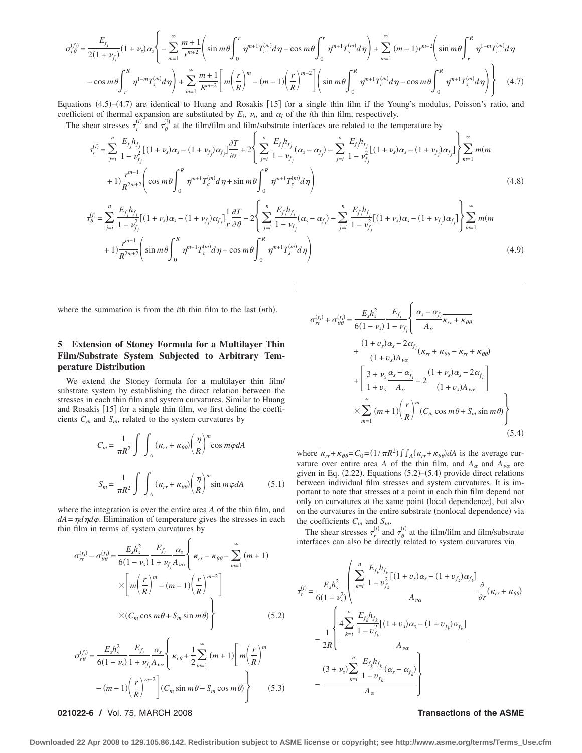$$\sigma_{r\theta}^{(f_i)} = \frac{E_{f_i}}{2(1+\nu_{f_i})}(1+\nu_s)\alpha_s\left\{-\sum_{m=1}^{\infty}\frac{m+1}{r^{m+2}}\left(\sin m\theta\int_0^r \eta^{m+1}T_c^{(m)}d\eta - \cos m\theta\int_0^r \eta^{m+1}T_s^{(m)}d\eta\right) + \sum_{m=1}^{\infty}(m-1)r^{m-2}\left(\sin m\theta\int_r^R \eta^{1-m}T_c^{(m)}d\eta - \cos m\theta\int_r^R \eta^{1-m}T_s^{(m)}d\eta\right) + \sum_{m=1}^{\infty}\frac{m+1}{R^{m+2}}\left[m\left(\frac{r}{R}\right)^m - (m-1)\left(\frac{r}{R}\right)^{m-2}\right]\left(\sin m\theta\int_0^R \eta^{m+1}T_c^{(m)}d\eta - \cos m\theta\int_0^R \eta^{m+1}T_s^{(m)}d\eta\right)\right\} \quad (4.7)$$

Equations (4.5)–(4.7) are identical to Huang and Rosakis [15] for a single thin film if the Young's modulus, Poisson's ratio, and coefficient of thermal expansion are substituted by $E_i$, $\nu_i$, and $\alpha_i$ of the $i$th thin film, respectively.

The shear stresses $\tau_r^{(i)}$ and $\tau_\theta^{(i)}$ at the film/film and film/substrate interfaces are related to the temperature by

$$\tau_r^{(i)} = \sum_{j=i}^{n}\frac{E_{f_j}h_{f_j}}{1-\nu_{f_j}^2}[(1+\nu_s)\alpha_s - (1+\nu_{f_j})\alpha_{f_j}]\frac{\partial T}{\partial r} + 2\left\{\sum_{j=i}^{n}\frac{E_{f_j}h_{f_j}}{1-\nu_{f_j}}(\alpha_s - \alpha_{f_j}) - \sum_{j=i}^{n}\frac{E_{f_j}h_{f_j}}{1-\nu_{f_j}^2}[(1+\nu_s)\alpha_s - (1+\nu_{f_j})\alpha_{f_j}]\right\}\sum_{m=1}^{\infty}m(m+1)\frac{r^{m-1}}{R^{2m+2}}\left(\cos m\theta\int_0^R \eta^{m+1}T_c^{(m)}d\eta + \sin m\theta\int_0^R \eta^{m+1}T_s^{(m)}d\eta\right) \quad (4.8)$$

$$\tau_\theta^{(i)} = \sum_{j=i}^{n}\frac{E_{f_j}h_{f_j}}{1-\nu_{f_j}^2}[(1+\nu_s)\alpha_s - (1+\nu_{f_j})\alpha_{f_j}]\frac{1}{r}\frac{\partial T}{\partial \theta} - 2\left\{\sum_{j=i}^{n}\frac{E_{f_j}h_{f_j}}{1-\nu_{f_j}}(\alpha_s - \alpha_{f_j}) - \sum_{j=i}^{n}\frac{E_{f_j}h_{f_j}}{1-\nu_{f_j}^2}[(1+\nu_s)\alpha_s - (1+\nu_{f_j})\alpha_{f_j}]\right\}\sum_{m=1}^{\infty}m(m+1)\frac{r^{m-1}}{R^{2m+2}}\left(\sin m\theta\int_0^R \eta^{m+1}T_c^{(m)}d\eta - \cos m\theta\int_0^R \eta^{m+1}T_s^{(m)}d\eta\right) \quad (4.9)$$

where the summation is from the $i$th thin film to the last ($n$th).

## 5 Extension of Stoney Formula for a Multilayer Thin Film/Substrate System Subjected to Arbitrary Temperature Distribution

We extend the Stoney formula for a multilayer thin film/substrate system by establishing the direct relation between the stresses in each thin film and system curvatures. Similar to Huang and Rosakis [15] for a single thin film, we first define the coefficients $C_m$ and $S_m$, related to the system curvatures by

$$C_m = \frac{1}{\pi R^2}\int\int_A(\kappa_{rr}+\kappa_{\theta\theta})\left(\frac{\eta}{R}\right)^m\cos m\varphi dA$$

$$S_m = \frac{1}{\pi R^2}\int\int_A(\kappa_{rr}+\kappa_{\theta\theta})\left(\frac{\eta}{R}\right)^m\sin m\varphi dA \quad (5.1)$$

where the integration is over the entire area $A$ of the thin film, and $dA = \eta d\eta d\varphi$. Elimination of temperature gives the stresses in each thin film in terms of system curvatures by

$$\sigma_{rr}^{(f_i)} - \sigma_{\theta\theta}^{(f_i)} = \frac{E_s h_s^2}{6(1-\nu_s)}\frac{E_{f_i}}{1+\nu_{f_i}}\frac{\alpha_s}{A_{\nu\alpha}}\left\{\kappa_{rr} - \kappa_{\theta\theta} - \sum_{m=1}^{\infty}(m+1)\times\left[m\left(\frac{r}{R}\right)^m - (m-1)\left(\frac{r}{R}\right)^{m-2}\right]\times(C_m\cos m\theta + S_m\sin m\theta)\right\} \quad (5.2)$$

$$\sigma_{r\theta}^{(f_i)} = \frac{E_s h_s^2}{6(1-\nu_s)}\frac{E_{f_i}}{1+\nu_{f_i}}\frac{\alpha_s}{A_{\nu\alpha}}\left\{\kappa_{r\theta} + \frac{1}{2}\sum_{m=1}^{\infty}(m+1)\left[m\left(\frac{r}{R}\right)^m - (m-1)\left(\frac{r}{R}\right)^{m-2}\right](C_m\sin m\theta - S_m\cos m\theta)\right\} \quad (5.3)$$

$$\sigma_{rr}^{(f_i)} + \sigma_{\theta\theta}^{(f_i)} = \frac{E_s h_s^2}{6(1-\nu_s)}\frac{E_{f_i}}{1-\nu_{f_i}}\left\{\frac{\alpha_s - \alpha_{f_i}}{A_\alpha}\overline{\kappa_{rr}+\kappa_{\theta\theta}} + \frac{(1+\upsilon_s)\alpha_s - 2\alpha_{f_i}}{(1+\upsilon_s)A_{\nu\alpha}}(\kappa_{rr}+\kappa_{\theta\theta} - \overline{\kappa_{rr}+\kappa_{\theta\theta}}) + \left[\frac{3+\nu_s}{1+\upsilon_s}\frac{\alpha_s - \alpha_{f_i}}{A_\alpha} - 2\frac{(1+\upsilon_s)\alpha_s - 2\alpha_{f_i}}{(1+\upsilon_s)A_{\nu\alpha}}\right]\times\sum_{m=1}^{\infty}(m+1)\left(\frac{r}{R}\right)^m(C_m\cos m\theta + S_m\sin m\theta)\right\} \quad (5.4)$$

where $\overline{\kappa_{rr}+\kappa_{\theta\theta}} = C_0 = (1/\pi R^2)\int\int_A(\kappa_{rr}+\kappa_{\theta\theta})dA$ is the average curvature over entire area $A$ of the thin film, and $A_\alpha$ and $A_{\nu\alpha}$ are given in Eq. (2.22). Equations (5.2)–(5.4) provide direct relations between individual film stresses and system curvatures. It is important to note that stresses at a point in each thin film depend not only on curvatures at the same point (local dependence), but also on the curvatures in the entire substrate (nonlocal dependence) via the coefficients $C_m$ and $S_m$.

The shear stresses $\tau_r^{(i)}$ and $\tau_\theta^{(i)}$ at the film/film and film/substrate interfaces can also be directly related to system curvatures via

$$\tau_r^{(i)} = \frac{E_s h_s^2}{6(1-\nu_s^2)}\left(\frac{\sum_{k=i}^{n}\frac{E_{f_k}h_{f_k}}{1-\upsilon_{f_k}^2}[(1+\upsilon_s)\alpha_s - (1+\upsilon_{f_k})\alpha_{f_k}]}{A_{\nu\alpha}}\frac{\partial}{\partial r}(\kappa_{rr}+\kappa_{\theta\theta}) - \frac{1}{2R}\left\{\frac{4\sum_{k=i}^{n}\frac{E_{f_k}h_{f_k}}{1-\upsilon_{f_k}^2}[(1+\upsilon_s)\alpha_s - (1+\upsilon_{f_k})\alpha_{f_k}]}{A_{\nu\alpha}} - \frac{(3+\nu_s)\sum_{k=i}^{n}\frac{E_{f_k}h_{f_k}}{1-\upsilon_{f_k}}(\alpha_s - \alpha_{f_k})}{A_\alpha}\right\}\right.$$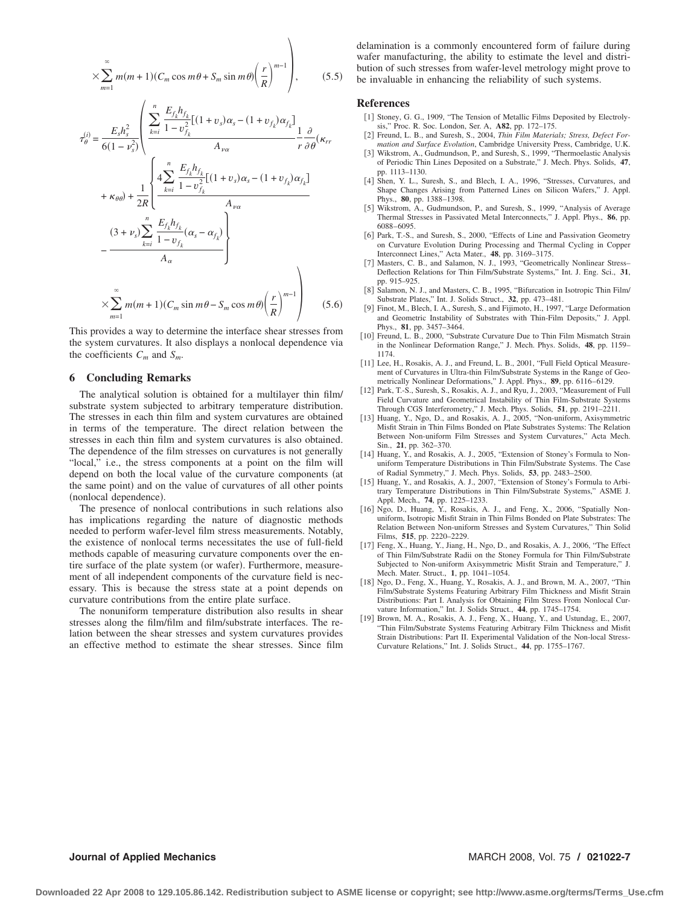$$\times \sum_{m=1}^{\infty} m(m+1)(C_m \cos m\theta + S_m \sin m\theta)\left(\frac{r}{R}\right)^{m-1}\Bigg), \tag{5.5}$$

$$\tau_\theta^{(i)} = \frac{E_s h_s^2}{6(1-\nu_s^2)}\left(\frac{\sum_{k=i}^{n} \frac{E_{f_k} h_{f_k}}{1-\nu_{f_k}^2}[(1+\nu_s)\alpha_s - (1+\nu_{f_k})\alpha_{f_k}]}{A_{\nu\alpha}} \frac{1}{r}\frac{\partial}{\partial \theta}(\kappa_{rr} + \kappa_{\theta\theta}) + \frac{1}{2R}\left\{\frac{4\sum_{k=i}^{n} \frac{E_{f_k} h_{f_k}}{1-\nu_{f_k}^2}[(1+\nu_s)\alpha_s - (1+\nu_{f_k})\alpha_{f_k}]}{A_{\nu\alpha}} - \frac{(3+\nu_s)\sum_{k=i}^{n} \frac{E_{f_k} h_{f_k}}{1-\nu_{f_k}}(\alpha_s - \alpha_{f_k})}{A_\alpha}\right\} \times \sum_{m=1}^{\infty} m(m+1)(C_m \sin m\theta - S_m \cos m\theta)\left(\frac{r}{R}\right)^{m-1}\right) \tag{5.6}$$

This provides a way to determine the interface shear stresses from the system curvatures. It also displays a nonlocal dependence via the coefficients $C_m$ and $S_m$.

## 6 Concluding Remarks

The analytical solution is obtained for a multilayer thin film/substrate system subjected to arbitrary temperature distribution. The stresses in each thin film and system curvatures are obtained in terms of the temperature. The direct relation between the stresses in each thin film and system curvatures is also obtained. The dependence of the film stresses on curvatures is not generally "local," i.e., the stress components at a point on the film will depend on both the local value of the curvature components (at the same point) and on the value of curvatures of all other points (nonlocal dependence).

The presence of nonlocal contributions in such relations also has implications regarding the nature of diagnostic methods needed to perform wafer-level film stress measurements. Notably, the existence of nonlocal terms necessitates the use of full-field methods capable of measuring curvature components over the entire surface of the plate system (or wafer). Furthermore, measurement of all independent components of the curvature field is necessary. This is because the stress state at a point depends on curvature contributions from the entire plate surface.

The nonuniform temperature distribution also results in shear stresses along the film/film and film/substrate interfaces. The relation between the shear stresses and system curvatures provides an effective method to estimate the shear stresses. Since film delamination is a commonly encountered form of failure during wafer manufacturing, the ability to estimate the level and distribution of such stresses from wafer-level metrology might prove to be invaluable in enhancing the reliability of such systems.

## References

[1] Stoney, G. G., 1909, "The Tension of Metallic Films Deposited by Electrolysis," Proc. R. Soc. London, Ser. A, **A82**, pp. 172–175.

[2] Freund, L. B., and Suresh, S., 2004, *Thin Film Materials; Stress, Defect Formation and Surface Evolution*, Cambridge University Press, Cambridge, U.K.

[3] Wikstrom, A., Gudmundson, P., and Suresh, S., 1999, "Thermoelastic Analysis of Periodic Thin Lines Deposited on a Substrate," J. Mech. Phys. Solids, **47**, pp. 1113–1130.

[4] Shen, Y. L., Suresh, S., and Blech, I. A., 1996, "Stresses, Curvatures, and Shape Changes Arising from Patterned Lines on Silicon Wafers," J. Appl. Phys., **80**, pp. 1388–1398.

[5] Wikstrom, A., Gudmundson, P., and Suresh, S., 1999, "Analysis of Average Thermal Stresses in Passivated Metal Interconnects," J. Appl. Phys., **86**, pp. 6088–6095.

[6] Park, T.-S., and Suresh, S., 2000, "Effects of Line and Passivation Geometry on Curvature Evolution During Processing and Thermal Cycling in Copper Interconnect Lines," Acta Mater., **48**, pp. 3169–3175.

[7] Masters, C. B., and Salamon, N. J., 1993, "Geometrically Nonlinear Stress–Deflection Relations for Thin Film/Substrate Systems," Int. J. Eng. Sci., **31**, pp. 915–925.

[8] Salamon, N. J., and Masters, C. B., 1995, "Bifurcation in Isotropic Thin Film/Substrate Plates," Int. J. Solids Struct., **32**, pp. 473–481.

[9] Finot, M., Blech, I. A., Suresh, S., and Fijimoto, H., 1997, "Large Deformation and Geometric Instability of Substrates with Thin-Film Deposits," J. Appl. Phys., **81**, pp. 3457–3464.

[10] Freund, L. B., 2000, "Substrate Curvature Due to Thin Film Mismatch Strain in the Nonlinear Deformation Range," J. Mech. Phys. Solids, **48**, pp. 1159–1174.

[11] Lee, H., Rosakis, A. J., and Freund, L. B., 2001, "Full Field Optical Measurement of Curvatures in Ultra-thin Film/Substrate Systems in the Range of Geometrically Nonlinear Deformations," J. Appl. Phys., **89**, pp. 6116–6129.

[12] Park, T.-S., Suresh, S., Rosakis, A. J., and Ryu, J., 2003, "Measurement of Full Field Curvature and Geometrical Instability of Thin Film-Substrate Systems Through CGS Interferometry," J. Mech. Phys. Solids, **51**, pp. 2191–2211.

[13] Huang, Y., Ngo, D., and Rosakis, A. J., 2005, "Non-uniform, Axisymmetric Misfit Strain in Thin Films Bonded on Plate Substrates Systems: The Relation Between Non-uniform Film Stresses and System Curvatures," Acta Mech. Sin., **21**, pp. 362–370.

[14] Huang, Y., and Rosakis, A. J., 2005, "Extension of Stoney's Formula to Non-uniform Temperature Distributions in Thin Film/Substrate Systems. The Case of Radial Symmetry," J. Mech. Phys. Solids, **53**, pp. 2483–2500.

[15] Huang, Y., and Rosakis, A. J., 2007, "Extension of Stoney's Formula to Arbitrary Temperature Distributions in Thin Film/Substrate Systems," ASME J. Appl. Mech., **74**, pp. 1225–1233.

[16] Ngo, D., Huang, Y., Rosakis, A. J., and Feng, X., 2006, "Spatially Non-uniform, Isotropic Misfit Strain in Thin Films Bonded on Plate Substrates: The Relation Between Non-uniform Stresses and System Curvatures," Thin Solid Films, **515**, pp. 2220–2229.

[17] Feng, X., Huang, Y., Jiang, H., Ngo, D., and Rosakis, A. J., 2006, "The Effect of Thin Film/Substrate Radii on the Stoney Formula for Thin Film/Substrate Subjected to Non-uniform Axisymmetric Misfit Strain and Temperature," J. Mech. Mater. Struct., **1**, pp. 1041–1054.

[18] Ngo, D., Feng, X., Huang, Y., Rosakis, A. J., and Brown, M. A., 2007, "Thin Film/Substrate Systems Featuring Arbitrary Film Thickness and Misfit Strain Distributions: Part I. Analysis for Obtaining Film Stress From Nonlocal Curvature Information," Int. J. Solids Struct., **44**, pp. 1745–1754.

[19] Brown, M. A., Rosakis, A. J., Feng, X., Huang, Y., and Ustundag, E., 2007, "Thin Film/Substrate Systems Featuring Arbitrary Film Thickness and Misfit Strain Distributions: Part II. Experimental Validation of the Non-local Stress-Curvature Relations," Int. J. Solids Struct., **44**, pp. 1755–1767.